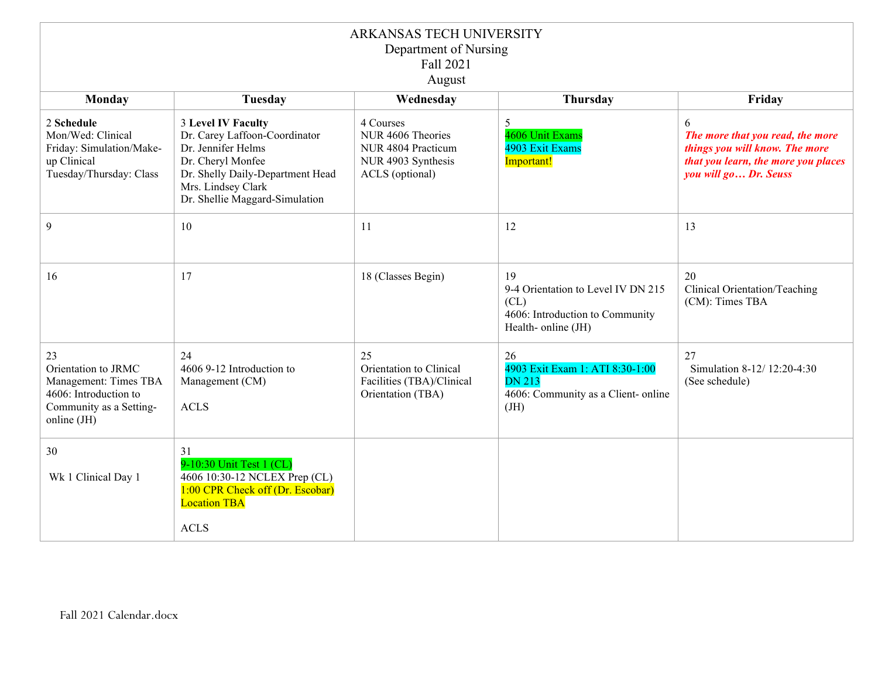# ARKANSAS TECH UNIVERSITY
## Department of Nursing
## Fall 2021
## August

| Monday | Tuesday | Wednesday | Thursday | Friday |
| --- | --- | --- | --- | --- |
| 2 **Schedule**<br>Mon/Wed: Clinical<br>Friday: Simulation/Make-up Clinical<br>Tuesday/Thursday: Class | 3 **Level IV Faculty**<br>Dr. Carey Laffoon-Coordinator<br>Dr. Jennifer Helms<br>Dr. Cheryl Monfee<br>Dr. Shelly Daily-Department Head<br>Mrs. Lindsey Clark<br>Dr. Shellie Maggard-Simulation | 4 Courses<br>NUR 4606 Theories<br>NUR 4804 Practicum<br>NUR 4903 Synthesis<br>ACLS (optional) | 5<br>4606 Unit Exams<br>4903 Exit Exams<br>Important! | 6<br>***The more that you read, the more things you will know. The more that you learn, the more you places you will go… Dr. Seuss*** |
| 9 | 10 | 11 | 12 | 13 |
| 16 | 17 | 18 (Classes Begin) | 19<br>9-4 Orientation to Level IV DN 215 (CL)<br>4606: Introduction to Community Health- online (JH) | 20<br>Clinical Orientation/Teaching (CM): Times TBA |
| 23<br>Orientation to JRMC Management: Times TBA<br>4606: Introduction to Community as a Setting-online (JH) | 24<br>4606 9-12 Introduction to Management (CM)<br><br>ACLS | 25<br>Orientation to Clinical Facilities (TBA)/Clinical Orientation (TBA) | 26<br>4903 Exit Exam 1: ATI 8:30-1:00 DN 213<br>4606: Community as a Client- online (JH) | 27<br>Simulation 8-12/ 12:20-4:30 (See schedule) |
| 30<br><br>Wk 1 Clinical Day 1 | 31<br>9-10:30 Unit Test 1 (CL)<br>4606 10:30-12 NCLEX Prep (CL)<br>1:00 CPR Check off (Dr. Escobar) Location TBA<br><br>ACLS | | | |

Fall 2021 Calendar.docx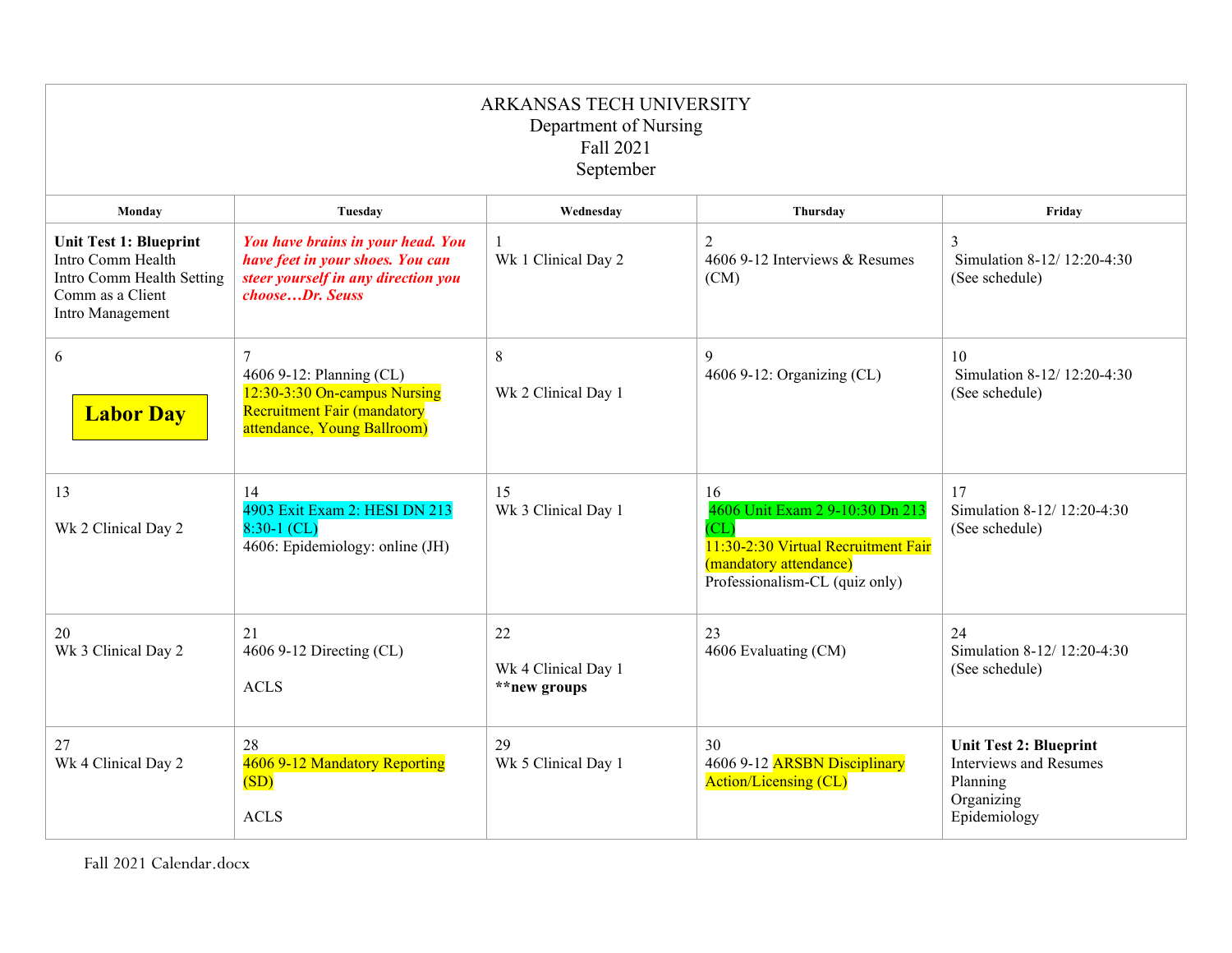ARKANSAS TECH UNIVERSITY
Department of Nursing
Fall 2021
September

| Monday | Tuesday | Wednesday | Thursday | Friday |
|---|---|---|---|---|
| **Unit Test 1: Blueprint**<br>Intro Comm Health<br>Intro Comm Health Setting<br>Comm as a Client<br>Intro Management | ***You have brains in your head. You have feet in your shoes. You can steer yourself in any direction you choose…Dr. Seuss*** | 1<br>Wk 1 Clinical Day 2 | 2<br>4606 9-12 Interviews & Resumes (CM) | 3<br>Simulation 8-12/ 12:20-4:30 (See schedule) |
| 6<br>**Labor Day** | 7<br>4606 9-12: Planning (CL)<br>12:30-3:30 On-campus Nursing Recruitment Fair (mandatory attendance, Young Ballroom) | 8<br>Wk 2 Clinical Day 1 | 9<br>4606 9-12: Organizing (CL) | 10<br>Simulation 8-12/ 12:20-4:30 (See schedule) |
| 13<br>Wk 2 Clinical Day 2 | 14<br>4903 Exit Exam 2: HESI DN 213 8:30-1 (CL)<br>4606: Epidemiology: online (JH) | 15<br>Wk 3 Clinical Day 1 | 16<br>4606 Unit Exam 2 9-10:30 Dn 213 (CL)<br>11:30-2:30 Virtual Recruitment Fair (mandatory attendance)<br>Professionalism-CL (quiz only) | 17<br>Simulation 8-12/ 12:20-4:30 (See schedule) |
| 20<br>Wk 3 Clinical Day 2 | 21<br>4606 9-12 Directing (CL)<br><br>ACLS | 22<br>Wk 4 Clinical Day 1<br>**\*\*new groups** | 23<br>4606 Evaluating (CM) | 24<br>Simulation 8-12/ 12:20-4:30 (See schedule) |
| 27<br>Wk 4 Clinical Day 2 | 28<br>4606 9-12 Mandatory Reporting (SD)<br><br>ACLS | 29<br>Wk 5 Clinical Day 1 | 30<br>4606 9-12 ARSBN Disciplinary Action/Licensing (CL) | **Unit Test 2: Blueprint**<br>Interviews and Resumes<br>Planning<br>Organizing<br>Epidemiology |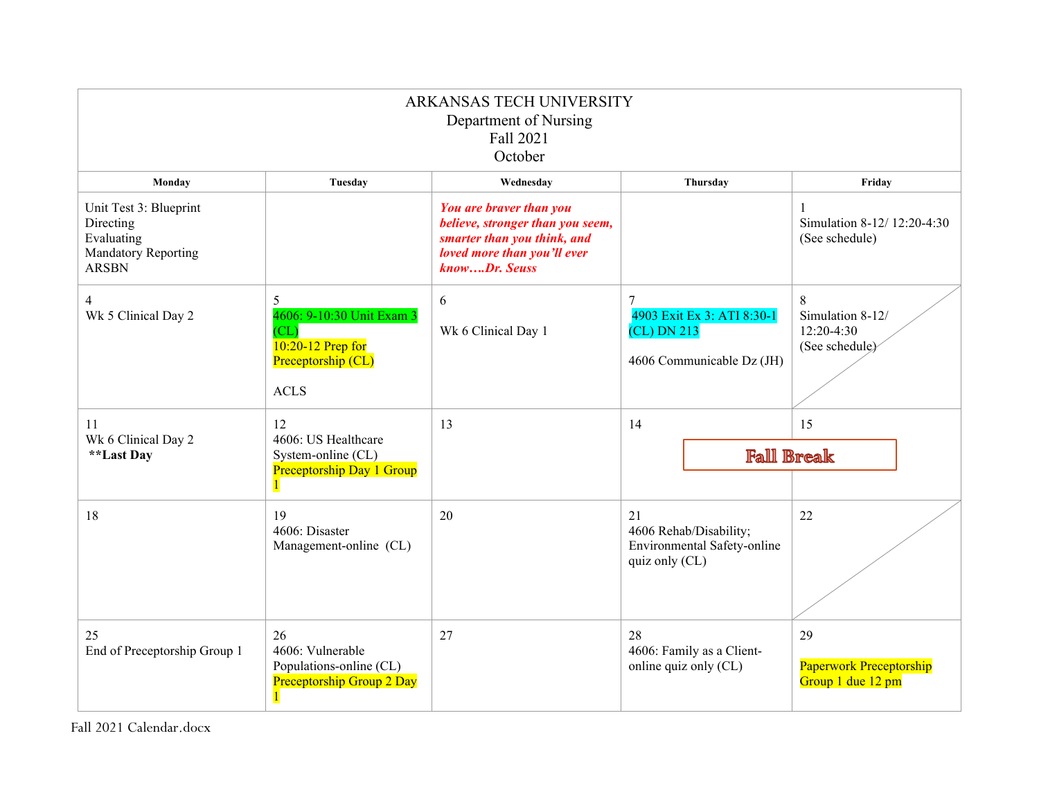ARKANSAS TECH UNIVERSITY
Department of Nursing
Fall 2021
October

| Monday | Tuesday | Wednesday | Thursday | Friday |
|---|---|---|---|---|
| Unit Test 3: Blueprint<br>Directing<br>Evaluating<br>Mandatory Reporting<br>ARSBN | | ***You are braver than you believe, stronger than you seem, smarter than you think, and loved more than you'll ever know….Dr. Seuss*** | | 1<br>Simulation 8-12/ 12:20-4:30 (See schedule) |
| 4<br>Wk 5 Clinical Day 2 | 5<br>4606: 9-10:30 Unit Exam 3 (CL)<br>10:20-12 Prep for Preceptorship (CL)<br><br>ACLS | 6<br><br>Wk 6 Clinical Day 1 | 7<br>4903 Exit Ex 3: ATI 8:30-1 (CL) DN 213<br><br>4606 Communicable Dz (JH) | 8<br>Simulation 8-12/ 12:20-4:30 (See schedule) |
| 11<br>Wk 6 Clinical Day 2<br>**\*\*Last Day** | 12<br>4606: US Healthcare System-online (CL)<br>Preceptorship Day 1 Group 1 | 13 | 14<br>Fall Break | 15<br>Fall Break |
| 18 | 19<br>4606: Disaster Management-online (CL) | 20 | 21<br>4606 Rehab/Disability; Environmental Safety-online quiz only (CL) | 22 |
| 25<br>End of Preceptorship Group 1 | 26<br>4606: Vulnerable Populations-online (CL)<br>Preceptorship Group 2 Day 1 | 27 | 28<br>4606: Family as a Client-online quiz only (CL) | 29<br><br>Paperwork Preceptorship Group 1 due 12 pm |

Fall 2021 Calendar.docx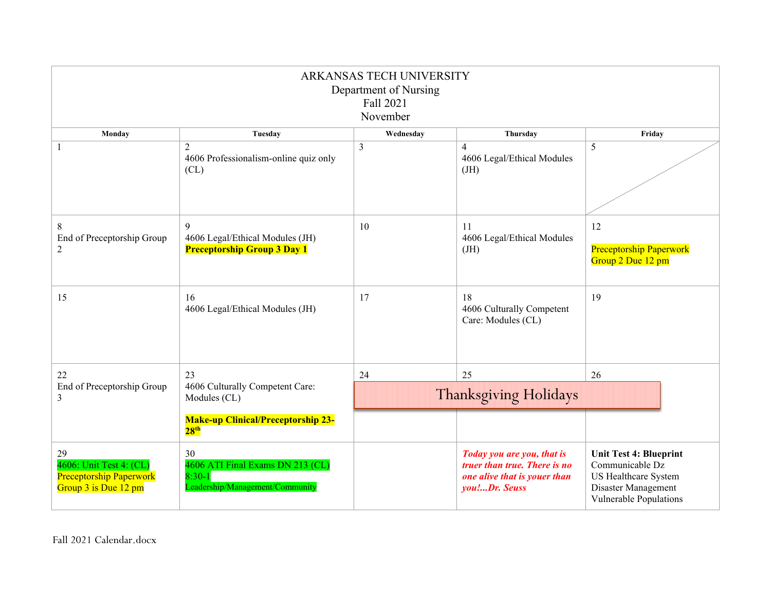ARKANSAS TECH UNIVERSITY
Department of Nursing
Fall 2021
November

| Monday | Tuesday | Wednesday | Thursday | Friday |
|---|---|---|---|---|
| 1 | 2<br>4606 Professionalism-online quiz only (CL) | 3 | 4<br>4606 Legal/Ethical Modules (JH) | 5 |
| 8<br>End of Preceptorship Group 2 | 9<br>4606 Legal/Ethical Modules (JH)<br>**Preceptorship Group 3 Day 1** | 10 | 11<br>4606 Legal/Ethical Modules (JH) | 12<br>Preceptorship Paperwork Group 2 Due 12 pm |
| 15 | 16<br>4606 Legal/Ethical Modules (JH) | 17 | 18<br>4606 Culturally Competent Care: Modules (CL) | 19 |
| 22<br>End of Preceptorship Group 3 | 23<br>4606 Culturally Competent Care: Modules (CL)<br>**Make-up Clinical/Preceptorship 23-28th** | 24<br>Thanksgiving Holidays | 25<br>Thanksgiving Holidays | 26<br>Thanksgiving Holidays |
| 29<br>4606: Unit Test 4: (CL)<br>Preceptorship Paperwork Group 3 is Due 12 pm | 30<br>4606 ATI Final Exams DN 213 (CL) 8:30-1<br>Leadership/Management/Community | | ***Today you are you, that is truer than true. There is no one alive that is youer than you!...Dr. Seuss*** | **Unit Test 4: Blueprint**<br>Communicable Dz<br>US Healthcare System<br>Disaster Management<br>Vulnerable Populations |

Fall 2021 Calendar.docx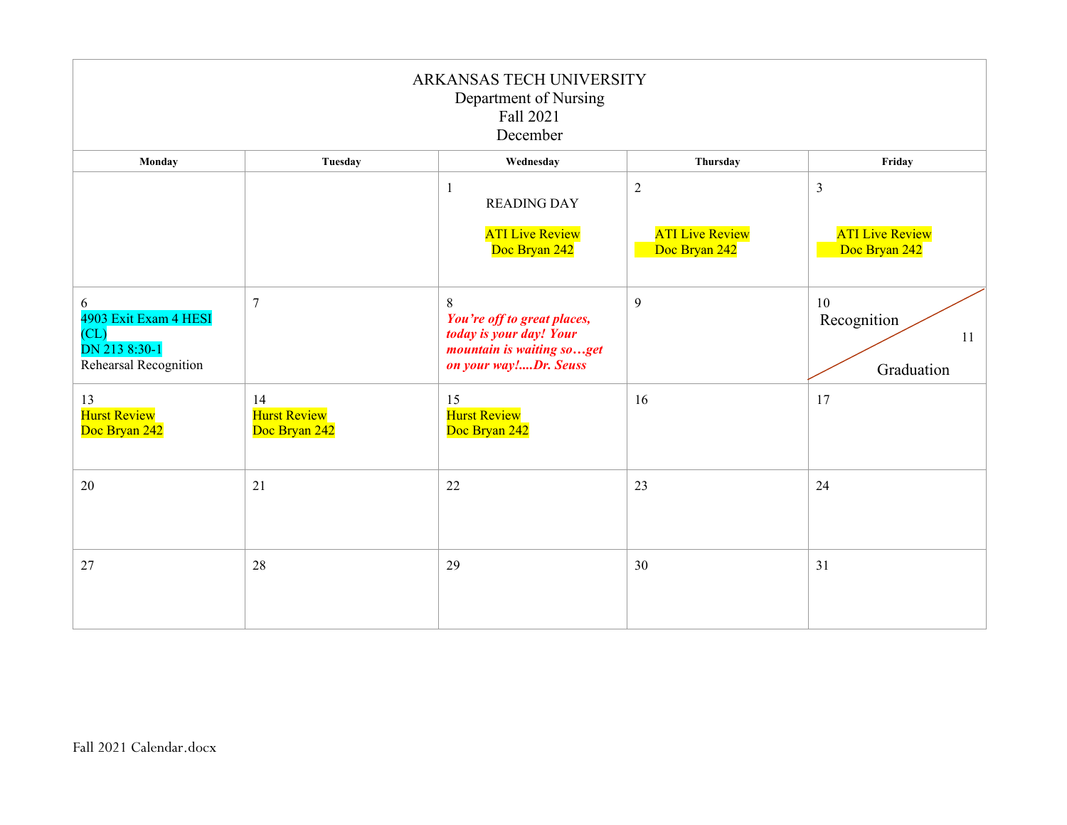ARKANSAS TECH UNIVERSITY
Department of Nursing
Fall 2021
December

| Monday | Tuesday | Wednesday | Thursday | Friday |
|---|---|---|---|---|
| | | 1 READING DAY<br>ATI Live Review Doc Bryan 242 | 2<br>ATI Live Review Doc Bryan 242 | 3<br>ATI Live Review Doc Bryan 242 |
| 6<br>4903 Exit Exam 4 HESI (CL)<br>DN 213 8:30-1<br>Rehearsal Recognition | 7 | 8<br>***You're off to great places, today is your day! Your mountain is waiting so…get on your way!....Dr. Seuss*** | 9 | 10 Recognition / 11 Graduation |
| 13<br>Hurst Review<br>Doc Bryan 242 | 14<br>Hurst Review<br>Doc Bryan 242 | 15<br>Hurst Review<br>Doc Bryan 242 | 16 | 17 |
| 20 | 21 | 22 | 23 | 24 |
| 27 | 28 | 29 | 30 | 31 |

Fall 2021 Calendar.docx